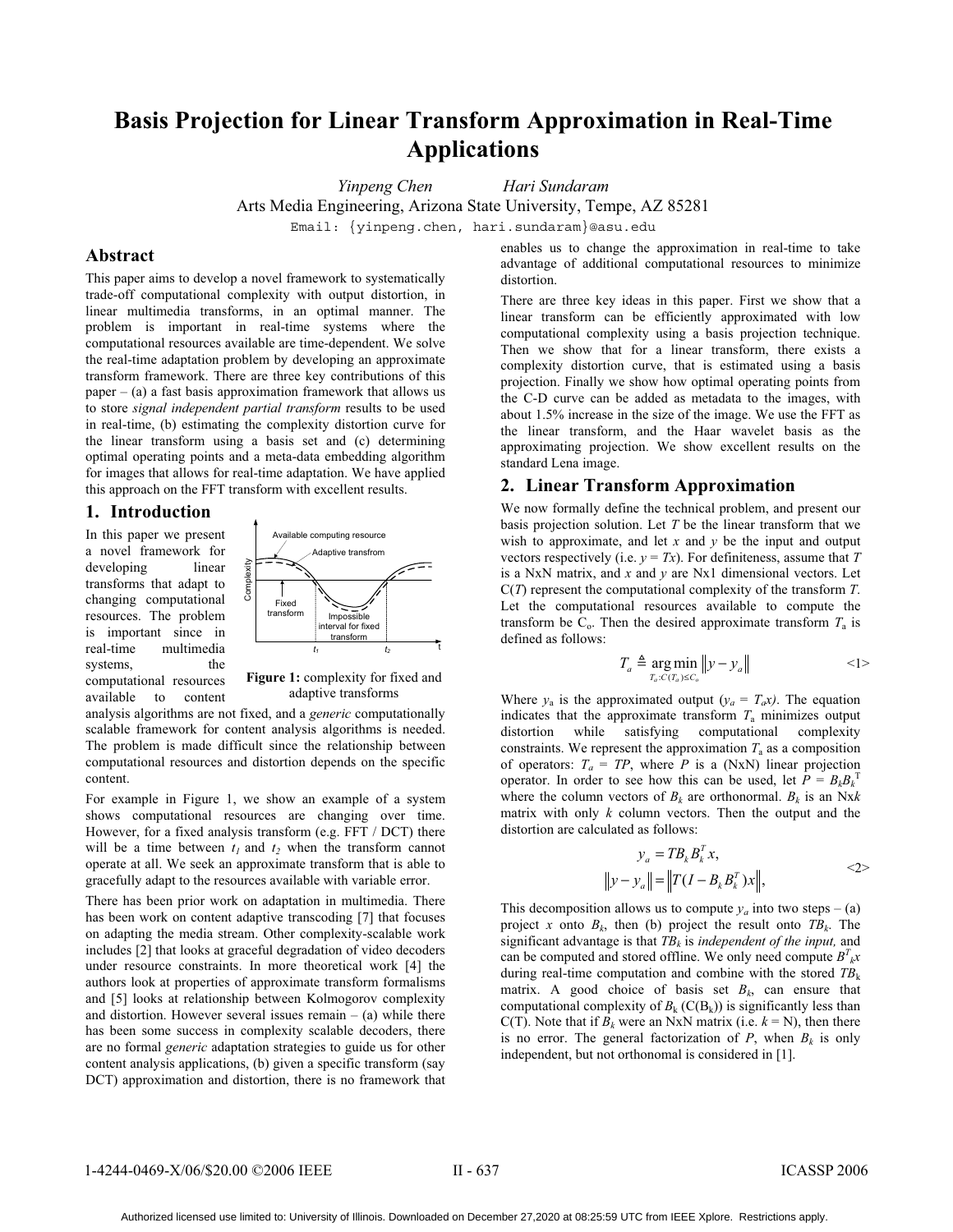# Basis Projection for Linear Transform Approximation in Real-Time Applications

*Yinpeng Chen* *Hari Sundaram*

Arts Media Engineering, Arizona State University, Tempe, AZ 85281

Email: {yinpeng.chen, hari.sundaram}@asu.edu

## Abstract

This paper aims to develop a novel framework to systematically trade-off computational complexity with output distortion, in linear multimedia transforms, in an optimal manner. The problem is important in real-time systems where the computational resources available are time-dependent. We solve the real-time adaptation problem by developing an approximate transform framework. There are three key contributions of this paper – (a) a fast basis approximation framework that allows us to store *signal independent partial transform* results to be used in real-time, (b) estimating the complexity distortion curve for the linear transform using a basis set and (c) determining optimal operating points and a meta-data embedding algorithm for images that allows for real-time adaptation. We have applied this approach on the FFT transform with excellent results.

## 1. Introduction

In this paper we present a novel framework for developing linear transforms that adapt to changing computational resources. The problem is important since in real-time multimedia systems, the computational resources available to content analysis algorithms are not fixed, and a *generic* computationally scalable framework for content analysis algorithms is needed. The problem is made difficult since the relationship between computational resources and distortion depends on the specific content.

**Figure 1:** complexity for fixed and adaptive transforms

For example in Figure 1, we show an example of a system shows computational resources are changing over time. However, for a fixed analysis transform (e.g. FFT / DCT) there will be a time between $t_1$ and $t_2$ when the transform cannot operate at all. We seek an approximate transform that is able to gracefully adapt to the resources available with variable error.

There has been prior work on adaptation in multimedia. There has been work on content adaptive transcoding [7] that focuses on adapting the media stream. Other complexity-scalable work includes [2] that looks at graceful degradation of video decoders under resource constraints. In more theoretical work [4] the authors look at properties of approximate transform formalisms and [5] looks at relationship between Kolmogorov complexity and distortion. However several issues remain – (a) while there has been some success in complexity scalable decoders, there are no formal *generic* adaptation strategies to guide us for other content analysis applications, (b) given a specific transform (say DCT) approximation and distortion, there is no framework that enables us to change the approximation in real-time to take advantage of additional computational resources to minimize distortion.

There are three key ideas in this paper. First we show that a linear transform can be efficiently approximated with low computational complexity using a basis projection technique. Then we show that for a linear transform, there exists a complexity distortion curve, that is estimated using a basis projection. Finally we show how optimal operating points from the C-D curve can be added as metadata to the images, with about 1.5% increase in the size of the image. We use the FFT as the linear transform, and the Haar wavelet basis as the approximating projection. We show excellent results on the standard Lena image.

## 2. Linear Transform Approximation

We now formally define the technical problem, and present our basis projection solution. Let $T$ be the linear transform that we wish to approximate, and let $x$ and $y$ be the input and output vectors respectively (i.e. $y = Tx$). For definiteness, assume that $T$ is a NxN matrix, and $x$ and $y$ are Nx1 dimensional vectors. Let $C(T)$ represent the computational complexity of the transform $T$. Let the computational resources available to compute the transform be $C_o$. Then the desired approximate transform $T_a$ is defined as follows:

$$T_a \triangleq \underset{T_a : C(T_a) \le C_o}{\arg\min} \| y - y_a \| \quad \text{<1>}$$

Where $y_a$ is the approximated output ($y_a = T_a x$). The equation indicates that the approximate transform $T_a$ minimizes output distortion while satisfying computational complexity constraints. We represent the approximation $T_a$ as a composition of operators: $T_a = TP$, where $P$ is a (NxN) linear projection operator. In order to see how this can be used, let $P = B_k B_k^T$ where the column vectors of $B_k$ are orthonormal. $B_k$ is an N*x*$k$ matrix with only $k$ column vectors. Then the output and the distortion are calculated as follows:

$$\begin{aligned} y_a &= TB_k B_k^T x, \\ \| y - y_a \| &= \| T(I - B_k B_k^T) x \|, \end{aligned} \quad \text{<2>}$$

This decomposition allows us to compute $y_a$ into two steps – (a) project $x$ onto $B_k$, then (b) project the result onto $TB_k$. The significant advantage is that $TB_k$ is *independent of the input,* and can be computed and stored offline. We only need compute $B_k^T x$ during real-time computation and combine with the stored $TB_k$ matrix. A good choice of basis set $B_k$, can ensure that computational complexity of $B_k$ ($C(B_k)$) is significantly less than $C(T)$. Note that if $B_k$ were an NxN matrix (i.e. $k$ = N), then there is no error. The general factorization of $P$, when $B_k$ is only independent, but not orthonomal is considered in [1].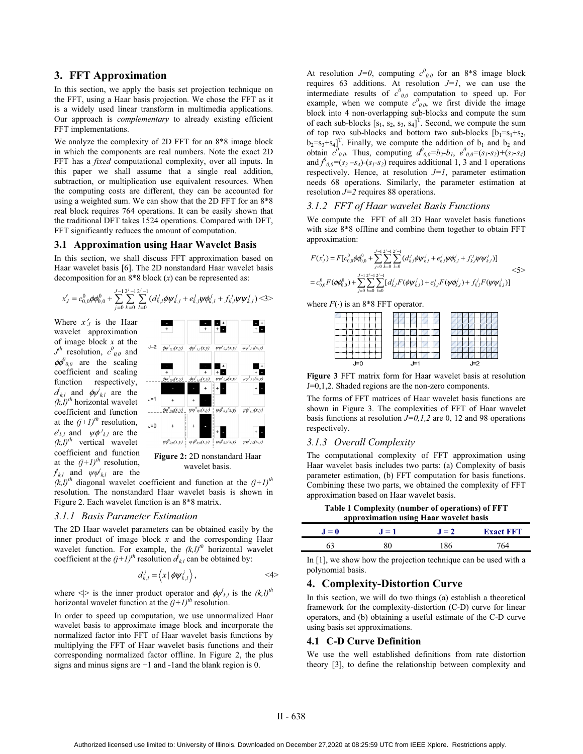## 3. FFT Approximation

In this section, we apply the basis set projection technique on the FFT, using a Haar basis projection. We chose the FFT as it is a widely used linear transform in multimedia applications. Our approach is *complementary* to already existing efficient FFT implementations.

We analyze the complexity of 2D FFT for an 8*8 image block in which the components are real numbers. Note the exact 2D FFT has a *fixed* computational complexity, over all inputs. In this paper we shall assume that a single real addition, subtraction, or multiplication use equivalent resources. When the computing costs are different, they can be accounted for using a weighted sum. We can show that the 2D FFT for an 8*8 real block requires 764 operations. It can be easily shown that the traditional DFT takes 1524 operations. Compared with DFT, FFT significantly reduces the amount of computation.

### 3.1 Approximation using Haar Wavelet Basis

In this section, we shall discuss FFT approximation based on Haar wavelet basis [6]. The 2D nonstandard Haar wavelet basis decomposition for an 8*8 block ($x$) can be represented as:

$$x'_J = c^0_{0,0}\phi\phi^0_{0,0} + \sum_{j=0}^{J-1}\sum_{k=0}^{2^j-1}\sum_{l=0}^{2^j-1}(d^j_{k,l}\phi\psi^j_{k,l} + e^j_{k,l}\psi\phi^j_{k,l} + f^j_{k,l}\psi\psi^j_{k,l}) \quad <3>$$

Where $x'_J$ is the Haar wavelet approximation of image block $x$ at the $J^{th}$ resolution, $c^0_{0,0}$ and $\phi\phi^0_{0,0}$ are the scaling coefficient and scaling function respectively, $d^j_{k,l}$ and $\phi\psi^j_{k,l}$ are the $(k,l)^{th}$ horizontal wavelet coefficient and function at the $(j+1)^{th}$ resolution, $e^j_{k,l}$ and $\psi\phi^j_{k,l}$ are the $(k,l)^{th}$ vertical wavelet coefficient and function at the $(j+1)^{th}$ resolution, $f^j_{k,l}$ and $\psi\psi^j_{k,l}$ are the $(k,l)^{th}$ diagonal wavelet coefficient and function at the $(j+1)^{th}$ resolution. The nonstandard Haar wavelet basis is shown in Figure 2. Each wavelet function is an 8*8 matrix.

**Figure 2:** 2D nonstandard Haar wavelet basis.

#### 3.1.1 Basis Parameter Estimation

The 2D Haar wavelet parameters can be obtained easily by the inner product of image block $x$ and the corresponding Haar wavelet function. For example, the $(k,l)^{th}$ horizontal wavelet coefficient at the $(j+1)^{th}$ resolution $d^j_{k,l}$ can be obtained by:

$$d^j_{k,l} = \left\langle x \mid \phi\psi^j_{k,l} \right\rangle, \quad <4>$$

where <|> is the inner product operator and $\phi\psi^j_{k,l}$ is the $(k,l)^{th}$ horizontal wavelet function at the $(j+1)^{th}$ resolution.

In order to speed up computation, we use unnormalized Haar wavelet basis to approximate image block and incorporate the normalized factor into FFT of Haar wavelet basis functions by multiplying the FFT of Haar wavelet basis functions and their corresponding normalized factor offline. In Figure 2, the plus signs and minus signs are +1 and -1and the blank region is 0.

At resolution $J=0$, computing $c^0_{0,0}$ for an 8*8 image block requires 63 additions. At resolution $J=1$, we can use the intermediate results of $c^0_{0,0}$ computation to speed up. For example, when we compute $c^0_{0,0}$, we first divide the image block into 4 non-overlapping sub-blocks and compute the sum of each sub-blocks $[s_1, s_2, s_3, s_4]^T$. Second, we compute the sum of top two sub-blocks and bottom two sub-blocks $[b_1=s_1+s_2, b_2=s_3+s_4]^T$. Finally, we compute the addition of $b_1$ and $b_2$ and obtain $c^0_{0,0}$. Thus, computing $d^0_{0,0}=b_2-b_1$, $e^0_{0,0}=(s_1-s_2)+(s_3-s_4)$ and $f^0_{0,0}=(s_3-s_4)-(s_1-s_2)$ requires additional 1, 3 and 1 operations respectively. Hence, at resolution $J=1$, parameter estimation needs 68 operations. Similarly, the parameter estimation at resolution $J=2$ requires 88 operations.

#### 3.1.2 FFT of Haar wavelet Basis Functions

We compute the FFT of all 2D Haar wavelet basis functions with size 8*8 offline and combine them together to obtain FFT approximation:

$$\begin{aligned} F(x'_J) &= F[c^0_{0,0}\phi\phi^0_{0,0} + \sum_{j=0}^{J-1}\sum_{k=0}^{2^j-1}\sum_{l=0}^{2^j-1}(d^j_{k,l}\phi\psi^j_{k,l} + e^j_{k,l}\psi\phi^j_{k,l} + f^j_{k,l}\psi\psi^j_{k,l})] \\ &= c^0_{0,0}F(\phi\phi^0_{0,0}) + \sum_{j=0}^{J-1}\sum_{k=0}^{2^j-1}\sum_{l=0}^{2^j-1}[d^j_{k,l}F(\phi\psi^j_{k,l}) + e^j_{k,l}F(\psi\phi^j_{k,l}) + f^j_{k,l}F(\psi\psi^j_{k,l})] \end{aligned} \quad <5>$$

where $F(\cdot)$ is an 8*8 FFT operator.

**Figure 3** FFT matrix form for Haar wavelet basis at resolution J=0,1,2. Shaded regions are the non-zero components.

The forms of FFT matrices of Haar wavelet basis functions are shown in Figure 3. The complexities of FFT of Haar wavelet basis functions at resolution $J=0,1,2$ are 0, 12 and 98 operations respectively.

#### 3.1.3 Overall Complexity

The computational complexity of FFT approximation using Haar wavelet basis includes two parts: (a) Complexity of basis parameter estimation, (b) FFT computation for basis functions. Combining these two parts, we obtained the complexity of FFT approximation based on Haar wavelet basis.

**Table 1 Complexity (number of operations) of FFT approximation using Haar wavelet basis**

| J = 0 | J = 1 | J = 2 | Exact FFT |
|---|---|---|---|
| 63 | 80 | 186 | 764 |

In [1], we show how the projection technique can be used with a polynomial basis.

## 4. Complexity-Distortion Curve

In this section, we will do two things (a) establish a theoretical framework for the complexity-distortion (C-D) curve for linear operators, and (b) obtaining a useful estimate of the C-D curve using basis set approximations.

### 4.1 C-D Curve Definition

We use the well established definitions from rate distortion theory [3], to define the relationship between complexity and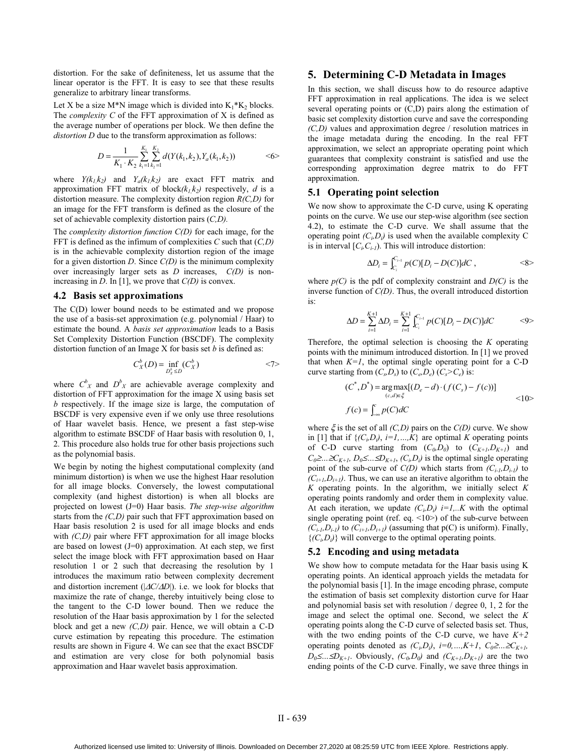distortion. For the sake of definiteness, let us assume that the linear operator is the FFT. It is easy to see that these results generalize to arbitrary linear transforms.

Let X be a size M*N image which is divided into $K_1$*$K_2$ blocks. The *complexity C* of the FFT approximation of X is defined as the average number of operations per block. We then define the *distortion D* due to the transform approximation as follows:

$$D = \frac{1}{K_1 \cdot K_2} \sum_{k_1=1}^{K_1} \sum_{k_2=1}^{K_2} d(Y(k_1,k_2), Y_a(k_1,k_2)) \qquad \text{<6>}$$

where $Y(k_1,k_2)$ and $Y_a(k_1,k_2)$ are exact FFT matrix and approximation FFT matrix of block$(k_1,k_2)$ respectively, $d$ is a distortion measure. The complexity distortion region *R(C,D)* for an image for the FFT transform is defined as the closure of the set of achievable complexity distortion pairs (*C,D*).

The *complexity distortion function C(D)* for each image, for the FFT is defined as the infimum of complexities *C* such that (*C,D*) is in the achievable complexity distortion region of the image for a given distortion *D*. Since *C(D)* is the minimum complexity over increasingly larger sets as *D* increases, *C(D)* is non-increasing in *D*. In [1], we prove that *C(D)* is convex.

### 4.2 Basis set approximations

The C(D) lower bound needs to be estimated and we propose the use of a basis-set approximation (e.g. polynomial / Haar) to estimate the bound. A *basis set approximation* leads to a Basis Set Complexity Distortion Function (BSCDF). The complexity distortion function of an Image X for basis set *b* is defined as:

$$C_X^b(D) = \inf_{D_X^b \le D} (C_X^b) \qquad \text{<7>}$$

where $C^b_X$ and $D^b_X$ are achievable average complexity and distortion of FFT approximation for the image X using basis set *b* respectively. If the image size is large, the computation of BSCDF is very expensive even if we only use three resolutions of Haar wavelet basis. Hence, we present a fast step-wise algorithm to estimate BSCDF of Haar basis with resolution 0, 1, 2. This procedure also holds true for other basis projections such as the polynomial basis.

We begin by noting the highest computational complexity (and minimum distortion) is when we use the highest Haar resolution for all image blocks. Conversely, the lowest computational complexity (and highest distortion) is when all blocks are projected on lowest (J=0) Haar basis. *The step-wise algorithm* starts from the *(C,D)* pair such that FFT approximation based on Haar basis resolution 2 is used for all image blocks and ends with *(C,D)* pair where FFT approximation for all image blocks are based on lowest (J=0) approximation. At each step, we first select the image block with FFT approximation based on Haar resolution 1 or 2 such that decreasing the resolution by 1 introduces the maximum ratio between complexity decrement and distortion increment ($|\Delta C/\Delta D|$). i.e. we look for blocks that maximize the rate of change, thereby intuitively being close to the tangent to the C-D lower bound. Then we reduce the resolution of the Haar basis approximation by 1 for the selected block and get a new *(C,D)* pair. Hence, we will obtain a C-D curve estimation by repeating this procedure. The estimation results are shown in Figure 4. We can see that the exact BSCDF and estimation are very close for both polynomial basis approximation and Haar wavelet basis approximation.

## 5. Determining C-D Metadata in Images

In this section, we shall discuss how to do resource adaptive FFT approximation in real applications. The idea is we select several operating points or (C,D) pairs along the estimation of basic set complexity distortion curve and save the corresponding *(C,D)* values and approximation degree / resolution matrices in the image metadata during the encoding. In the real FFT approximation, we select an appropriate operating point which guarantees that complexity constraint is satisfied and use the corresponding approximation degree matrix to do FFT approximation.

### 5.1 Operating point selection

We now show to approximate the C-D curve, using K operating points on the curve. We use our step-wise algorithm (see section 4.2), to estimate the C-D curve. We shall assume that the operating point $(C_i,D_i)$ is used when the available complexity C is in interval $[C_i,C_{i-1})$. This will introduce distortion:

$$\Delta D_i = \int_{C_i}^{C_{i-1}} p(C)[D_i - D(C)]dC \ , \qquad \text{<8>}$$

where *p(C)* is the pdf of complexity constraint and *D(C)* is the inverse function of *C(D)*. Thus, the overall introduced distortion is:

$$\Delta D = \sum_{i=1}^{K+1} \Delta D_i = \sum_{i=1}^{K+1} \int_{C_i}^{C_{i-1}} p(C)[D_i - D(C)]dC \qquad \text{<9>}$$

Therefore, the optimal selection is choosing the *K* operating points with the minimum introduced distortion. In [1] we proved that when *K=1*, the optimal single operating point for a C-D curve starting from $(C_s,D_s)$ to $(C_e,D_e)$ $(C_s>C_e)$ is:

$$\begin{aligned} (C^*, D^*) &= \underset{(c,d)\in\xi}{\arg\max}[(D_e - d)\cdot(f(C_s) - f(c))] \\ f(c) &= \int_{-\infty}^{c} p(C)dC \end{aligned} \qquad \text{<10>}$$

where $\xi$ is the set of all *(C,D)* pairs on the *C(D)* curve. We show in [1] that if $\{(C_i,D_i), i=1,\ldots,K\}$ are optimal *K* operating points of C-D curve starting from $(C_0,D_0)$ to $(C_{K+1},D_{K+1})$ and $C_0 \ge \ldots \ge C_{K+1}$, $D_0 \le \ldots \le D_{K+1}$, $(C_i,D_i)$ is the optimal single operating point of the sub-curve of *C(D)* which starts from $(C_{i-1},D_{i-1})$ to $(C_{i+1},D_{i+1})$. Thus, we can use an iterative algorithm to obtain the *K* operating points. In the algorithm, we initially select *K* operating points randomly and order them in complexity value. At each iteration, we update $(C_i,D_i)$ $i=1,..K$ with the optimal single operating point (ref. eq. <10>) of the sub-curve between $(C_{i-1},D_{i-1})$ to $(C_{i+1},D_{i+1})$ (assuming that p(C) is uniform). Finally, $\{(C_i,D_i)\}$ will converge to the optimal operating points.

### 5.2 Encoding and using metadata

We show how to compute metadata for the Haar basis using K operating points. An identical approach yields the metadata for the polynomial basis [1]. In the image encoding phrase, compute the estimation of basis set complexity distortion curve for Haar and polynomial basis set with resolution / degree 0, 1, 2 for the image and select the optimal one. Second, we select the *K* operating points along the C-D curve of selected basis set. Thus, with the two ending points of the C-D curve, we have *K+2* operating points denoted as $(C_i,D_i)$, $i=0,\ldots,K+1$, $C_0 \ge \ldots \ge C_{K+1}$, $D_0 \le \ldots \le D_{K+1}$. Obviously, $(C_0,D_0)$ and $(C_{K+1},D_{K+1})$ are the two ending points of the C-D curve. Finally, we save three things in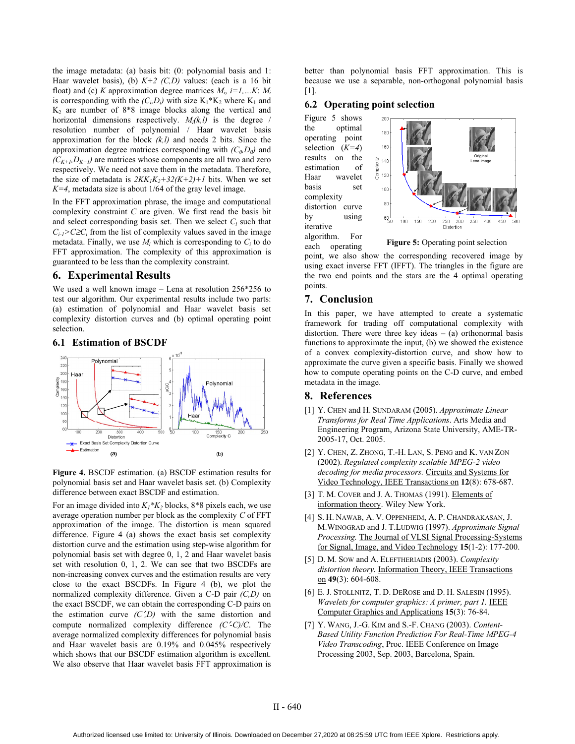the image metadata: (a) basis bit: (0: polynomial basis and 1: Haar wavelet basis), (b) $K+2$ $(C,D)$ values: (each is a 16 bit float) and (c) $K$ approximation degree matrices $M_i$, $i=1,\ldots K$: $M_i$ is corresponding with the $(C_i,D_i)$ with size $K_1*K_2$ where $K_1$ and $K_2$ are number of 8*8 image blocks along the vertical and horizontal dimensions respectively. $M_i(k,l)$ is the degree / resolution number of polynomial / Haar wavelet basis approximation for the block $(k,l)$ and needs 2 bits. Since the approximation degree matrices corresponding with $(C_0,D_0)$ and $(C_{K+1},D_{K+1})$ are matrices whose components are all two and zero respectively. We need not save them in the metadata. Therefore, the size of metadata is $2KK_1K_2+32(K+2)+1$ bits. When we set $K=4$, metadata size is about 1/64 of the gray level image.

In the FFT approximation phrase, the image and computational complexity constraint $C$ are given. We first read the basis bit and select corresponding basis set. Then we select $C_i$ such that $C_{i-1}>C\geq C_i$ from the list of complexity values saved in the image metadata. Finally, we use $M_i$ which is corresponding to $C_i$ to do FFT approximation. The complexity of this approximation is guaranteed to be less than the complexity constraint.

# 6. Experimental Results

We used a well known image – Lena at resolution 256*256 to test our algorithm. Our experimental results include two parts: (a) estimation of polynomial and Haar wavelet basis set complexity distortion curves and (b) optimal operating point selection.

## 6.1 Estimation of BSCDF

240
220
200
180
160
140
120
100
80
60
Complexity
Polynomial
Haar
100 200 300 400 500
Distortion
Exact Basis Set Complexity Distortion Curve
Estimation
(a)

$\times 10^{-3}$
6
5
4
3
2
1
0
ΔC/C
Polynomial
Haar
50 100 150 200 250
Complexity C
(b)

**Figure 4.** BSCDF estimation. (a) BSCDF estimation results for polynomial basis set and Haar wavelet basis set. (b) Complexity difference between exact BSCDF and estimation.

For an image divided into $K_1*K_2$ blocks, 8*8 pixels each, we use average operation number per block as the complexity $C$ of FFT approximation of the image. The distortion is mean squared difference. Figure 4 (a) shows the exact basis set complexity distortion curve and the estimation using step-wise algorithm for polynomial basis set with degree 0, 1, 2 and Haar wavelet basis set with resolution 0, 1, 2. We can see that two BSCDFs are non-increasing convex curves and the estimation results are very close to the exact BSCDFs. In Figure 4 (b), we plot the normalized complexity difference. Given a C-D pair $(C,D)$ on the exact BSCDF, we can obtain the corresponding C-D pairs on the estimation curve $(C',D)$ with the same distortion and compute normalized complexity difference $(C'-C)/C$. The average normalized complexity differences for polynomial basis and Haar wavelet basis are 0.19% and 0.045% respectively which shows that our BSCDF estimation algorithm is excellent. We also observe that Haar wavelet basis FFT approximation is better than polynomial basis FFT approximation. This is because we use a separable, non-orthogonal polynomial basis [1].

## 6.2 Operating point selection

200
180
160
140
120
100
80
60
Complexity
Original
Lena Image
50 100 150 200 250 300 350 400 450 500
Distortion

**Figure 5:** Operating point selection

Figure 5 shows the optimal operating point selection ($K=4$) results on the estimation of Haar wavelet basis set complexity distortion curve by using iterative algorithm. For each operating point, we also show the corresponding recovered image by using exact inverse FFT (IFFT). The triangles in the figure are the two end points and the stars are the 4 optimal operating points.

# 7. Conclusion

In this paper, we have attempted to create a systematic framework for trading off computational complexity with distortion. There were three key ideas – (a) orthonormal basis functions to approximate the input, (b) we showed the existence of a convex complexity-distortion curve, and show how to approximate the curve given a specific basis. Finally we showed how to compute operating points on the C-D curve, and embed metadata in the image.

# 8. References

[1] Y. CHEN and H. SUNDARAM (2005). *Approximate Linear Transforms for Real Time Applications*. Arts Media and Engineering Program, Arizona State University, AME-TR-2005-17, Oct. 2005.

[2] Y. CHEN, Z. ZHONG, T.-H. LAN, S. PENG and K. VAN ZON (2002). *Regulated complexity scalable MPEG-2 video decoding for media processors.* Circuits and Systems for Video Technology, IEEE Transactions on **12**(8): 678-687.

[3] T. M. COVER and J. A. THOMAS (1991). Elements of information theory. Wiley New York.

[4] S. H. NAWAB, A. V. OPPENHEIM, A. P. CHANDRAKASAN, J. M.WINOGRAD and J. T.LUDWIG (1997). *Approximate Signal Processing.* The Journal of VLSI Signal Processing-Systems for Signal, Image, and Video Technology **15**(1-2): 177-200.

[5] D. M. SOW and A. ELEFTHERIADIS (2003). *Complexity distortion theory.* Information Theory, IEEE Transactions on **49**(3): 604-608.

[6] E. J. STOLLNITZ, T. D. DEROSE and D. H. SALESIN (1995). *Wavelets for computer graphics: A primer, part 1.* IEEE Computer Graphics and Applications **15**(3): 76-84.

[7] Y. WANG, J.-G. KIM and S.-F. CHANG (2003). *Content-Based Utility Function Prediction For Real-Time MPEG-4 Video Transcoding*, Proc. IEEE Conference on Image Processing 2003, Sep. 2003, Barcelona, Spain.